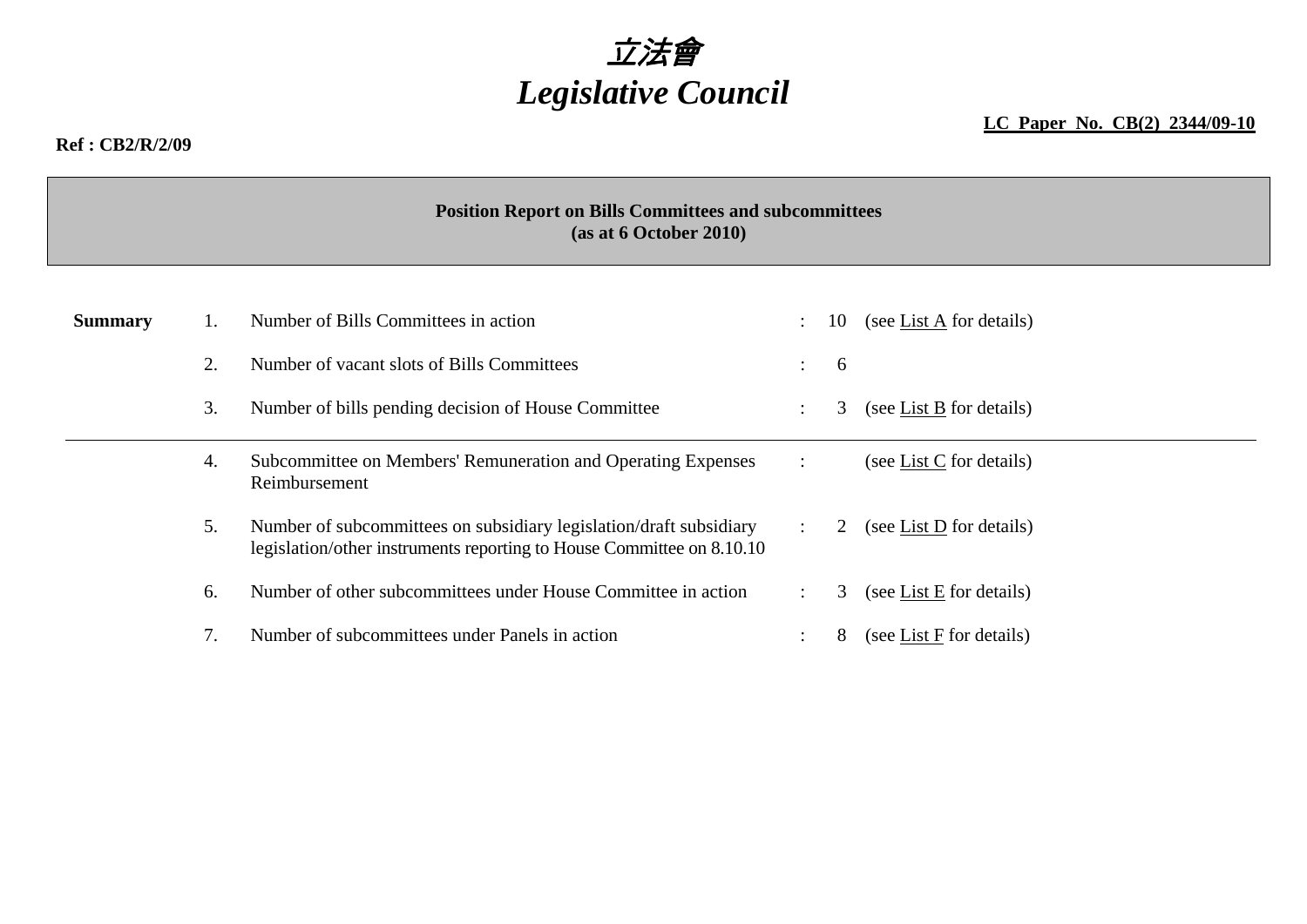# *立法會*
# *Legislative Council*

**LC Paper No. CB(2) 2344/09-10**

**Ref : CB2/R/2/09**

**Position Report on Bills Committees and subcommittees**
**(as at 6 October 2010)**

| **Summary** | | | | | |
|---|---|---|---|---|---|
| | 1. | Number of Bills Committees in action | : | 10 | (see List A for details) |
| | 2. | Number of vacant slots of Bills Committees | : | 6 | |
| | 3. | Number of bills pending decision of House Committee | : | 3 | (see List B for details) |
| | 4. | Subcommittee on Members' Remuneration and Operating Expenses Reimbursement | : | | (see List C for details) |
| | 5. | Number of subcommittees on subsidiary legislation/draft subsidiary legislation/other instruments reporting to House Committee on 8.10.10 | : | 2 | (see List D for details) |
| | 6. | Number of other subcommittees under House Committee in action | : | 3 | (see List E for details) |
| | 7. | Number of subcommittees under Panels in action | : | 8 | (see List F for details) |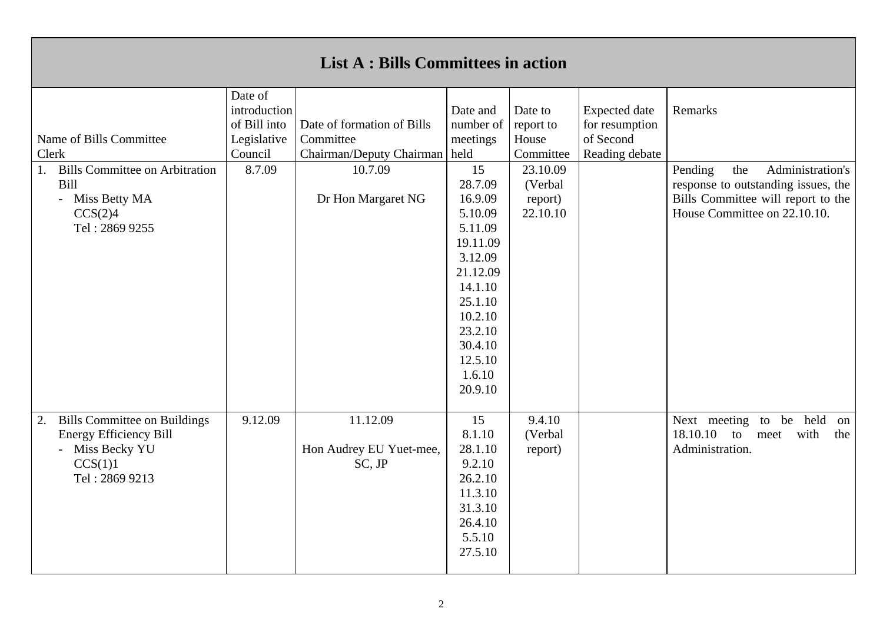## List A : Bills Committees in action

| Name of Bills Committee<br>Clerk | Date of introduction of Bill into Legislative Council | Date of formation of Bills Committee<br>Chairman/Deputy Chairman | Date and number of meetings held | Date to report to House Committee | Expected date for resumption of Second Reading debate | Remarks |
|---|---|---|---|---|---|---|
| 1. Bills Committee on Arbitration Bill<br>- Miss Betty MA<br>CCS(2)4<br>Tel : 2869 9255 | 8.7.09 | 10.7.09<br><br>Dr Hon Margaret NG | 15<br>28.7.09<br>16.9.09<br>5.10.09<br>5.11.09<br>19.11.09<br>3.12.09<br>21.12.09<br>14.1.10<br>25.1.10<br>10.2.10<br>23.2.10<br>30.4.10<br>12.5.10<br>1.6.10<br>20.9.10 | 23.10.09<br>(Verbal report)<br>22.10.10 | | Pending the Administration's response to outstanding issues, the Bills Committee will report to the House Committee on 22.10.10. |
| 2. Bills Committee on Buildings Energy Efficiency Bill<br>- Miss Becky YU<br>CCS(1)1<br>Tel : 2869 9213 | 9.12.09 | 11.12.09<br><br>Hon Audrey EU Yuet-mee, SC, JP | 15<br>8.1.10<br>28.1.10<br>9.2.10<br>26.2.10<br>11.3.10<br>31.3.10<br>26.4.10<br>5.5.10<br>27.5.10 | 9.4.10<br>(Verbal report) | | Next meeting to be held on 18.10.10 to meet with the Administration. |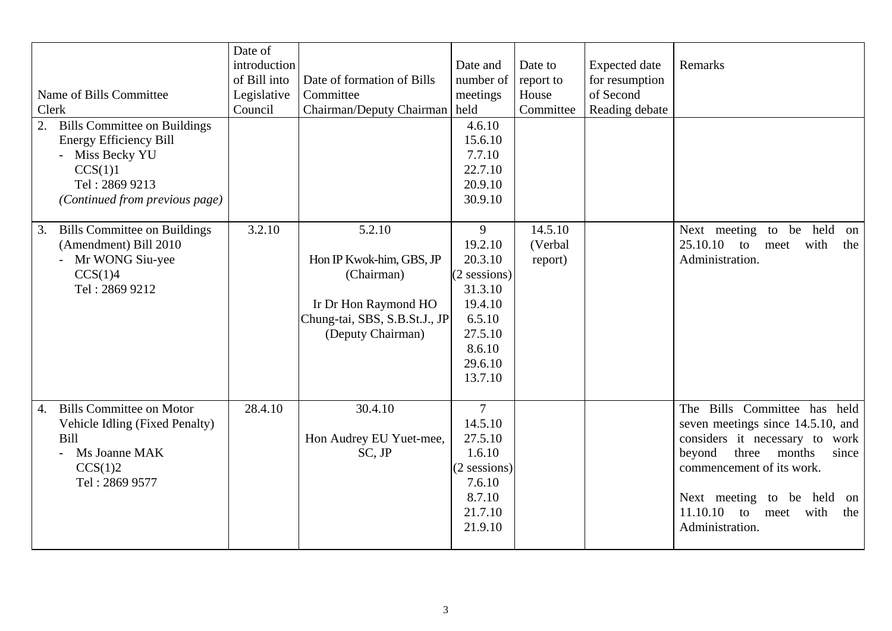| Name of Bills Committee<br>Clerk | Date of introduction of Bill into Legislative Council | Date of formation of Bills Committee<br>Chairman/Deputy Chairman | Date and number of meetings held | Date to report to House Committee | Expected date for resumption of Second Reading debate | Remarks |
|---|---|---|---|---|---|---|
| 2. Bills Committee on Buildings Energy Efficiency Bill<br>- Miss Becky YU<br>CCS(1)1<br>Tel : 2869 9213<br>*(Continued from previous page)* | | | 4.6.10<br>15.6.10<br>7.7.10<br>22.7.10<br>20.9.10<br>30.9.10 | | | |
| 3. Bills Committee on Buildings (Amendment) Bill 2010<br>- Mr WONG Siu-yee<br>CCS(1)4<br>Tel : 2869 9212 | 3.2.10 | 5.2.10<br><br>Hon IP Kwok-him, GBS, JP (Chairman)<br><br>Ir Dr Hon Raymond HO Chung-tai, SBS, S.B.St.J., JP (Deputy Chairman) | 9<br>19.2.10<br>20.3.10<br>(2 sessions)<br>31.3.10<br>19.4.10<br>6.5.10<br>27.5.10<br>8.6.10<br>29.6.10<br>13.7.10 | 14.5.10<br>(Verbal report) | | Next meeting to be held on 25.10.10 to meet with the Administration. |
| 4. Bills Committee on Motor Vehicle Idling (Fixed Penalty) Bill<br>- Ms Joanne MAK<br>CCS(1)2<br>Tel : 2869 9577 | 28.4.10 | 30.4.10<br><br>Hon Audrey EU Yuet-mee, SC, JP | 7<br>14.5.10<br>27.5.10<br>1.6.10<br>(2 sessions)<br>7.6.10<br>8.7.10<br>21.7.10<br>21.9.10 | | | The Bills Committee has held seven meetings since 14.5.10, and considers it necessary to work beyond three months since commencement of its work.<br><br>Next meeting to be held on 11.10.10 to meet with the Administration. |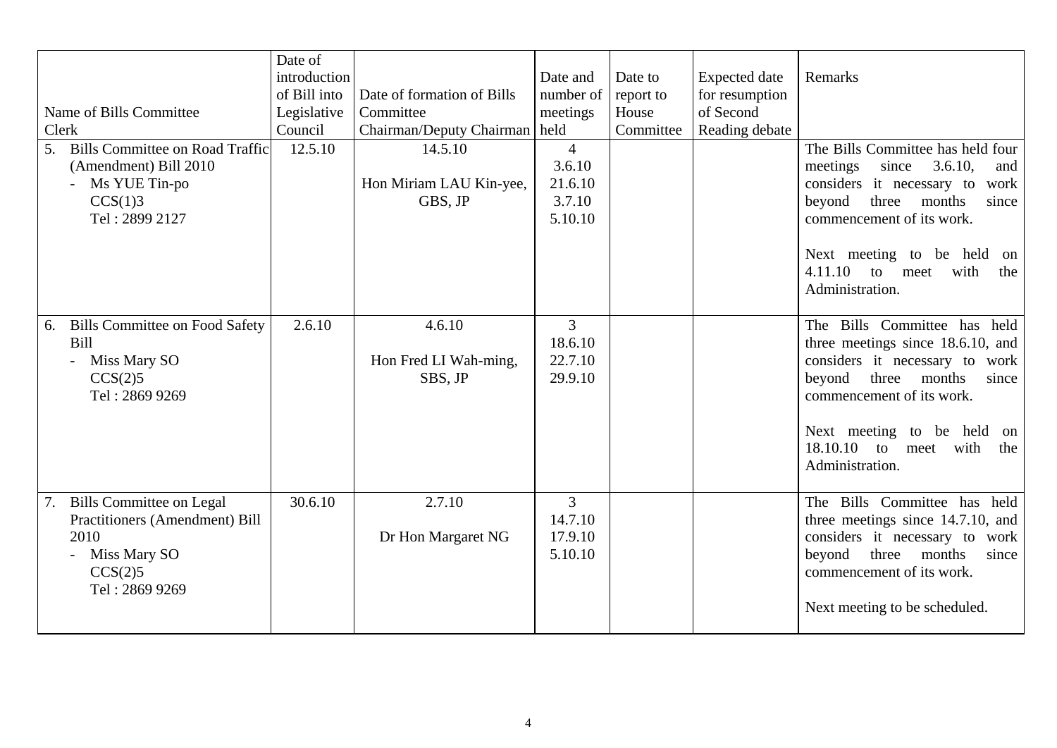| Name of Bills Committee<br>Clerk | Date of introduction of Bill into Legislative Council | Date of formation of Bills Committee<br>Chairman/Deputy Chairman | Date and number of meetings held | Date to report to House Committee | Expected date for resumption of Second Reading debate | Remarks |
|---|---|---|---|---|---|---|
| 5. Bills Committee on Road Traffic (Amendment) Bill 2010<br>- Ms YUE Tin-po<br>CCS(1)3<br>Tel : 2899 2127 | 12.5.10 | 14.5.10<br><br>Hon Miriam LAU Kin-yee, GBS, JP | 4<br>3.6.10<br>21.6.10<br>3.7.10<br>5.10.10 | | | The Bills Committee has held four meetings since 3.6.10, and considers it necessary to work beyond three months since commencement of its work.<br><br>Next meeting to be held on 4.11.10 to meet with the Administration. |
| 6. Bills Committee on Food Safety Bill<br>- Miss Mary SO<br>CCS(2)5<br>Tel : 2869 9269 | 2.6.10 | 4.6.10<br><br>Hon Fred LI Wah-ming, SBS, JP | 3<br>18.6.10<br>22.7.10<br>29.9.10 | | | The Bills Committee has held three meetings since 18.6.10, and considers it necessary to work beyond three months since commencement of its work.<br><br>Next meeting to be held on 18.10.10 to meet with the Administration. |
| 7. Bills Committee on Legal Practitioners (Amendment) Bill 2010<br>- Miss Mary SO<br>CCS(2)5<br>Tel : 2869 9269 | 30.6.10 | 2.7.10<br><br>Dr Hon Margaret NG | 3<br>14.7.10<br>17.9.10<br>5.10.10 | | | The Bills Committee has held three meetings since 14.7.10, and considers it necessary to work beyond three months since commencement of its work.<br><br>Next meeting to be scheduled. |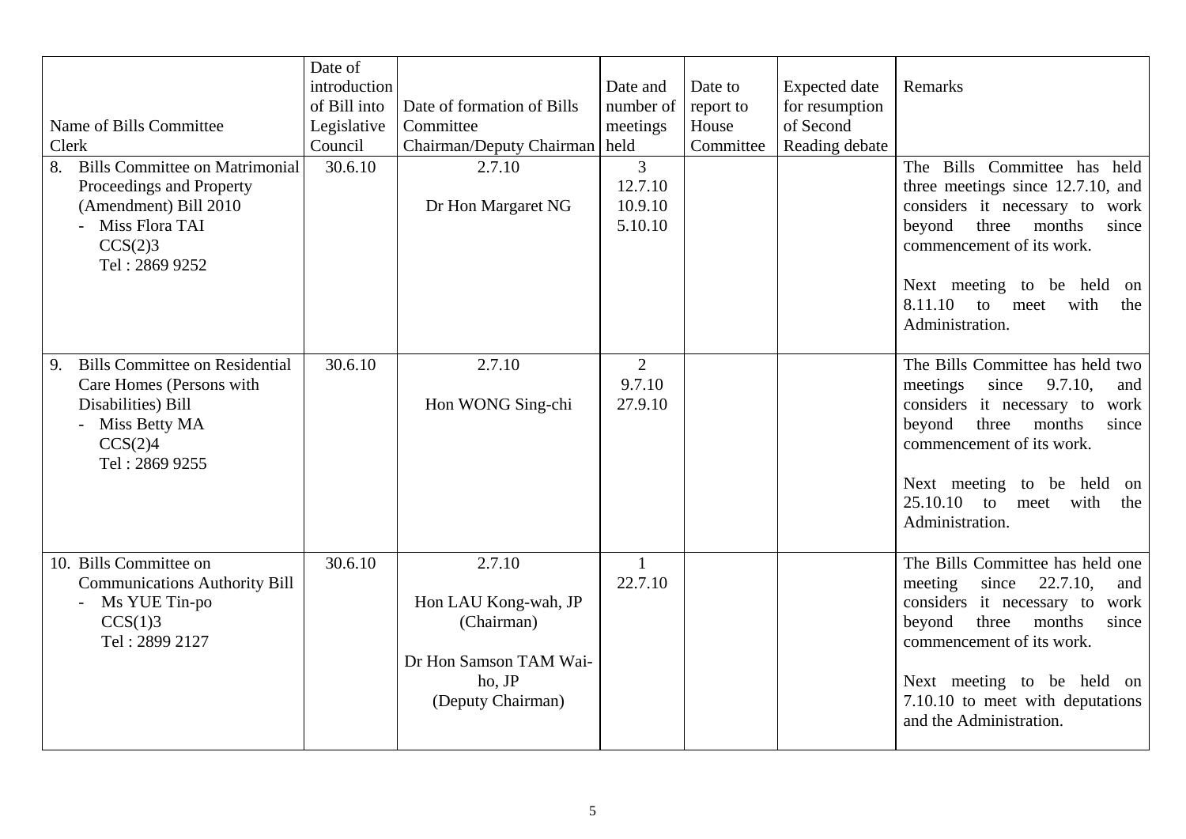| Name of Bills Committee<br>Clerk | Date of introduction of Bill into Legislative Council | Date of formation of Bills Committee<br>Chairman/Deputy Chairman | Date and number of meetings held | Date to report to House Committee | Expected date for resumption of Second Reading debate | Remarks |
|---|---|---|---|---|---|---|
| 8. Bills Committee on Matrimonial Proceedings and Property (Amendment) Bill 2010<br>- Miss Flora TAI<br>CCS(2)3<br>Tel : 2869 9252 | 30.6.10 | 2.7.10<br><br>Dr Hon Margaret NG | 3<br>12.7.10<br>10.9.10<br>5.10.10 | | | The Bills Committee has held three meetings since 12.7.10, and considers it necessary to work beyond three months since commencement of its work.<br><br>Next meeting to be held on 8.11.10 to meet with the Administration. |
| 9. Bills Committee on Residential Care Homes (Persons with Disabilities) Bill<br>- Miss Betty MA<br>CCS(2)4<br>Tel : 2869 9255 | 30.6.10 | 2.7.10<br><br>Hon WONG Sing-chi | 2<br>9.7.10<br>27.9.10 | | | The Bills Committee has held two meetings since 9.7.10, and considers it necessary to work beyond three months since commencement of its work.<br><br>Next meeting to be held on 25.10.10 to meet with the Administration. |
| 10. Bills Committee on Communications Authority Bill<br>- Ms YUE Tin-po<br>CCS(1)3<br>Tel : 2899 2127 | 30.6.10 | 2.7.10<br><br>Hon LAU Kong-wah, JP<br>(Chairman)<br><br>Dr Hon Samson TAM Wai-ho, JP<br>(Deputy Chairman) | 1<br>22.7.10 | | | The Bills Committee has held one meeting since 22.7.10, and considers it necessary to work beyond three months since commencement of its work.<br><br>Next meeting to be held on 7.10.10 to meet with deputations and the Administration. |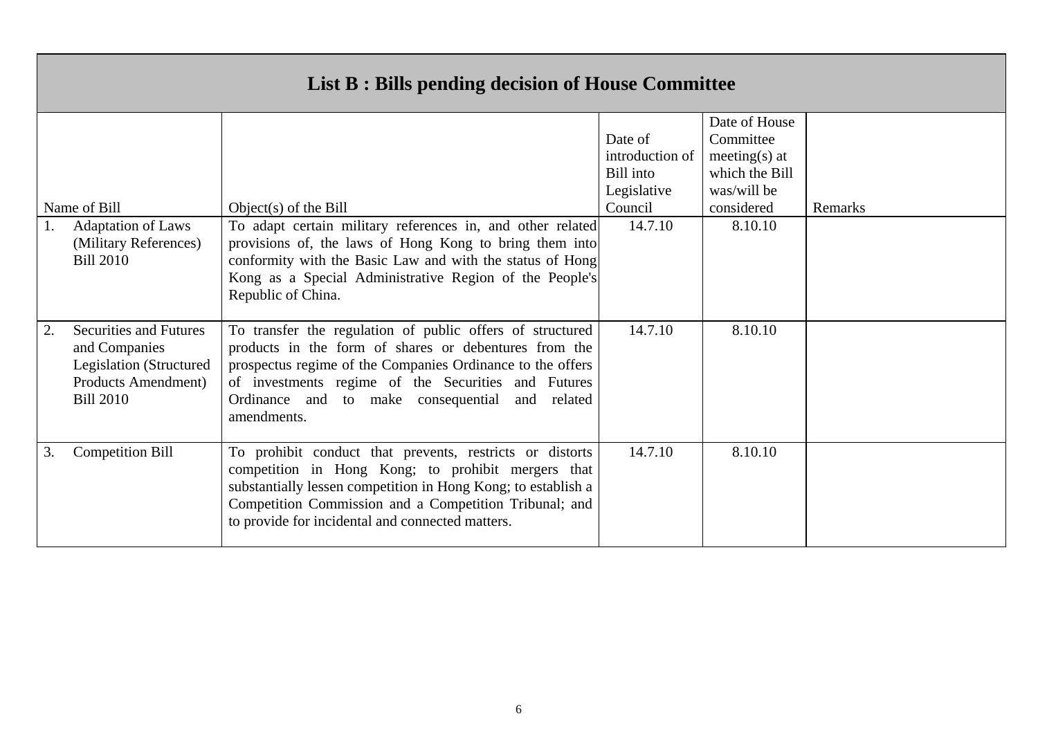## List B : Bills pending decision of House Committee

| Name of Bill | Object(s) of the Bill | Date of introduction of Bill into Legislative Council | Date of House Committee meeting(s) at which the Bill was/will be considered | Remarks |
|---|---|---|---|---|
| 1. Adaptation of Laws (Military References) Bill 2010 | To adapt certain military references in, and other related provisions of, the laws of Hong Kong to bring them into conformity with the Basic Law and with the status of Hong Kong as a Special Administrative Region of the People's Republic of China. | 14.7.10 | 8.10.10 | |
| 2. Securities and Futures and Companies Legislation (Structured Products Amendment) Bill 2010 | To transfer the regulation of public offers of structured products in the form of shares or debentures from the prospectus regime of the Companies Ordinance to the offers of investments regime of the Securities and Futures Ordinance and to make consequential and related amendments. | 14.7.10 | 8.10.10 | |
| 3. Competition Bill | To prohibit conduct that prevents, restricts or distorts competition in Hong Kong; to prohibit mergers that substantially lessen competition in Hong Kong; to establish a Competition Commission and a Competition Tribunal; and to provide for incidental and connected matters. | 14.7.10 | 8.10.10 | |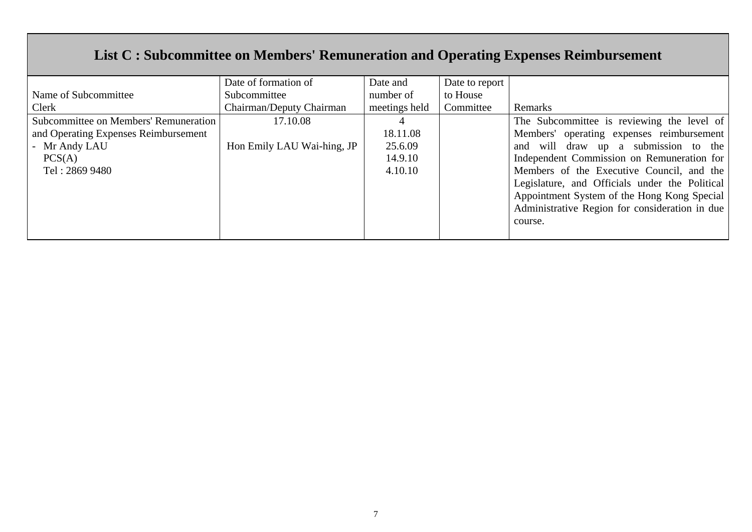## List C : Subcommittee on Members' Remuneration and Operating Expenses Reimbursement

| Name of Subcommittee<br>Clerk | Date of formation of Subcommittee<br>Chairman/Deputy Chairman | Date and number of meetings held | Date to report to House Committee | Remarks |
|---|---|---|---|---|
| Subcommittee on Members' Remuneration and Operating Expenses Reimbursement<br>- Mr Andy LAU<br>PCS(A)<br>Tel : 2869 9480 | 17.10.08<br><br>Hon Emily LAU Wai-hing, JP | 4<br>18.11.08<br>25.6.09<br>14.9.10<br>4.10.10 | | The Subcommittee is reviewing the level of Members' operating expenses reimbursement and will draw up a submission to the Independent Commission on Remuneration for Members of the Executive Council, and the Legislature, and Officials under the Political Appointment System of the Hong Kong Special Administrative Region for consideration in due course. |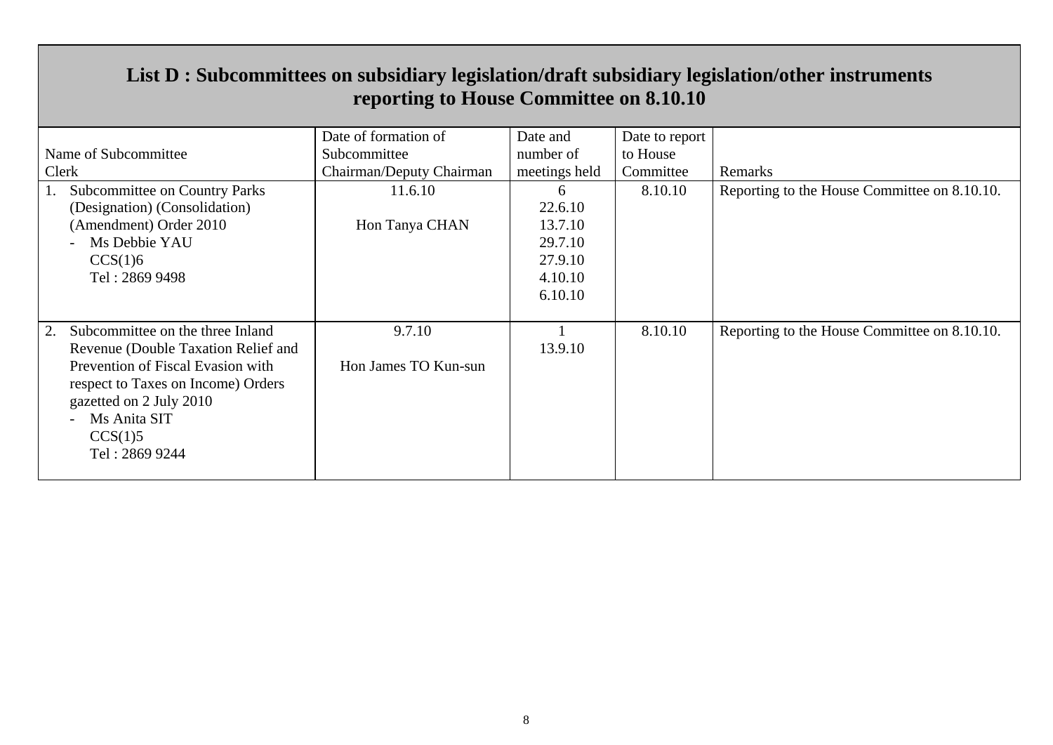# List D : Subcommittees on subsidiary legislation/draft subsidiary legislation/other instruments reporting to House Committee on 8.10.10

| Name of Subcommittee<br>Clerk | Date of formation of Subcommittee<br>Chairman/Deputy Chairman | Date and number of meetings held | Date to report to House Committee | Remarks |
|---|---|---|---|---|
| 1. Subcommittee on Country Parks (Designation) (Consolidation) (Amendment) Order 2010<br>- Ms Debbie YAU<br>CCS(1)6<br>Tel : 2869 9498 | 11.6.10<br><br>Hon Tanya CHAN | 6<br>22.6.10<br>13.7.10<br>29.7.10<br>27.9.10<br>4.10.10<br>6.10.10 | 8.10.10 | Reporting to the House Committee on 8.10.10. |
| 2. Subcommittee on the three Inland Revenue (Double Taxation Relief and Prevention of Fiscal Evasion with respect to Taxes on Income) Orders gazetted on 2 July 2010<br>- Ms Anita SIT<br>CCS(1)5<br>Tel : 2869 9244 | 9.7.10<br><br>Hon James TO Kun-sun | 1<br>13.9.10 | 8.10.10 | Reporting to the House Committee on 8.10.10. |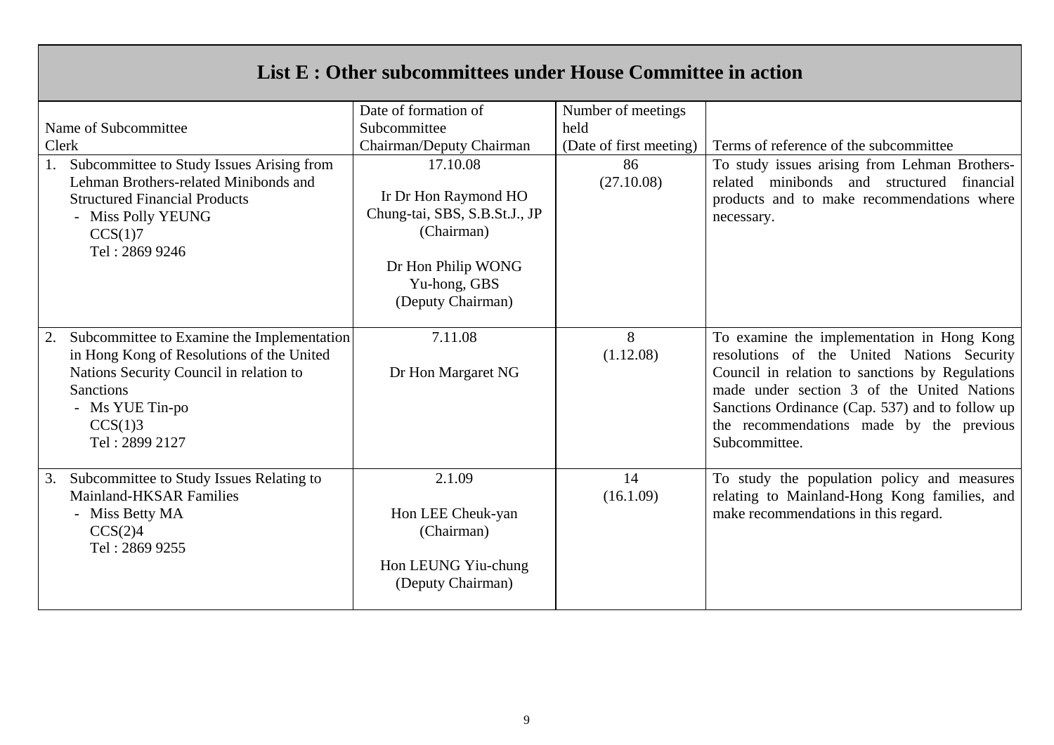## List E : Other subcommittees under House Committee in action

| Name of Subcommittee<br>Clerk | Date of formation of Subcommittee<br>Chairman/Deputy Chairman | Number of meetings held<br>(Date of first meeting) | Terms of reference of the subcommittee |
|---|---|---|---|
| 1. Subcommittee to Study Issues Arising from Lehman Brothers-related Minibonds and Structured Financial Products<br>- Miss Polly YEUNG<br>CCS(1)7<br>Tel : 2869 9246 | 17.10.08<br><br>Ir Dr Hon Raymond HO Chung-tai, SBS, S.B.St.J., JP<br>(Chairman)<br><br>Dr Hon Philip WONG Yu-hong, GBS<br>(Deputy Chairman) | 86<br>(27.10.08) | To study issues arising from Lehman Brothers-related minibonds and structured financial products and to make recommendations where necessary. |
| 2. Subcommittee to Examine the Implementation in Hong Kong of Resolutions of the United Nations Security Council in relation to Sanctions<br>- Ms YUE Tin-po<br>CCS(1)3<br>Tel : 2899 2127 | 7.11.08<br><br>Dr Hon Margaret NG | 8<br>(1.12.08) | To examine the implementation in Hong Kong resolutions of the United Nations Security Council in relation to sanctions by Regulations made under section 3 of the United Nations Sanctions Ordinance (Cap. 537) and to follow up the recommendations made by the previous Subcommittee. |
| 3. Subcommittee to Study Issues Relating to Mainland-HKSAR Families<br>- Miss Betty MA<br>CCS(2)4<br>Tel : 2869 9255 | 2.1.09<br><br>Hon LEE Cheuk-yan<br>(Chairman)<br><br>Hon LEUNG Yiu-chung<br>(Deputy Chairman) | 14<br>(16.1.09) | To study the population policy and measures relating to Mainland-Hong Kong families, and make recommendations in this regard. |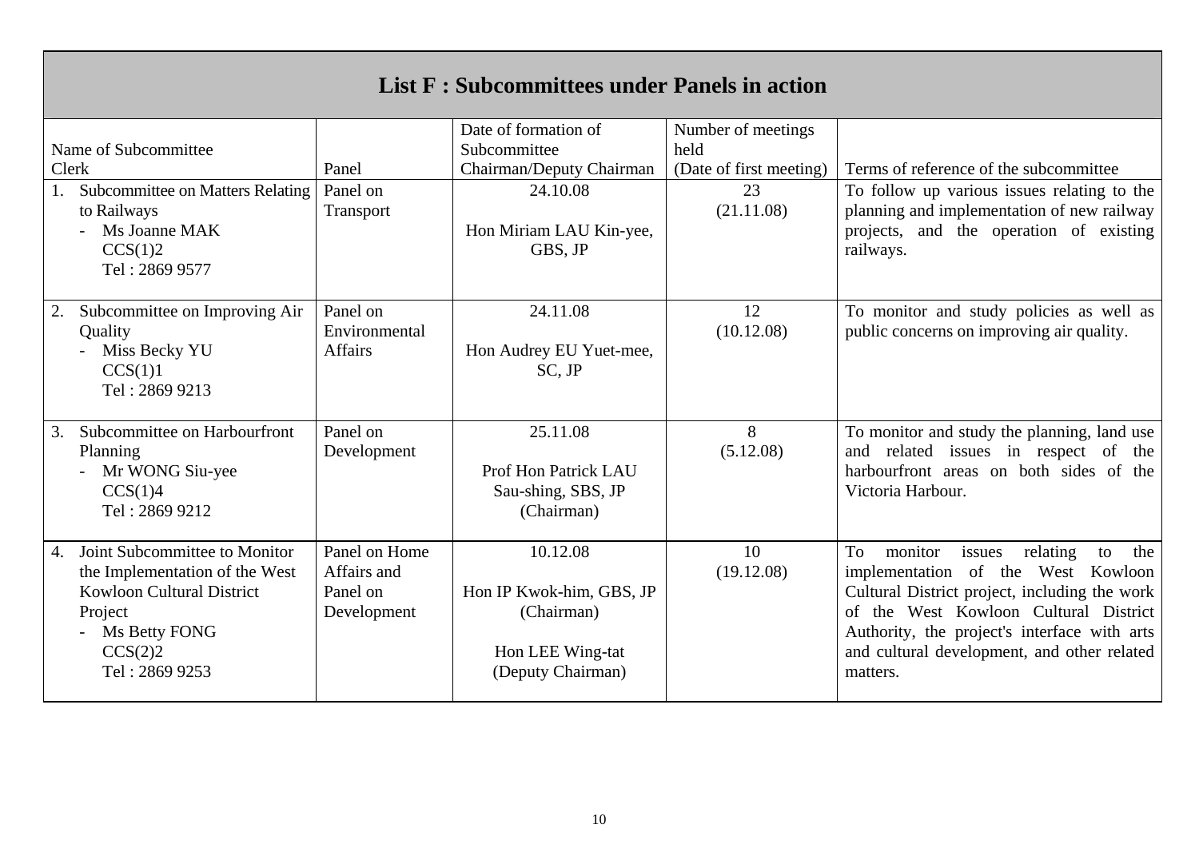# List F : Subcommittees under Panels in action

| Name of Subcommittee<br>Clerk | Panel | Date of formation of Subcommittee<br>Chairman/Deputy Chairman | Number of meetings held<br>(Date of first meeting) | Terms of reference of the subcommittee |
|---|---|---|---|---|
| 1. Subcommittee on Matters Relating to Railways<br>- Ms Joanne MAK<br>CCS(1)2<br>Tel : 2869 9577 | Panel on Transport | 24.10.08<br><br>Hon Miriam LAU Kin-yee, GBS, JP | 23<br>(21.11.08) | To follow up various issues relating to the planning and implementation of new railway projects, and the operation of existing railways. |
| 2. Subcommittee on Improving Air Quality<br>- Miss Becky YU<br>CCS(1)1<br>Tel : 2869 9213 | Panel on Environmental Affairs | 24.11.08<br><br>Hon Audrey EU Yuet-mee, SC, JP | 12<br>(10.12.08) | To monitor and study policies as well as public concerns on improving air quality. |
| 3. Subcommittee on Harbourfront Planning<br>- Mr WONG Siu-yee<br>CCS(1)4<br>Tel : 2869 9212 | Panel on Development | 25.11.08<br><br>Prof Hon Patrick LAU Sau-shing, SBS, JP<br>(Chairman) | 8<br>(5.12.08) | To monitor and study the planning, land use and related issues in respect of the harbourfront areas on both sides of the Victoria Harbour. |
| 4. Joint Subcommittee to Monitor the Implementation of the West Kowloon Cultural District Project<br>- Ms Betty FONG<br>CCS(2)2<br>Tel : 2869 9253 | Panel on Home Affairs and Panel on Development | 10.12.08<br><br>Hon IP Kwok-him, GBS, JP<br>(Chairman)<br><br>Hon LEE Wing-tat<br>(Deputy Chairman) | 10<br>(19.12.08) | To monitor issues relating to the implementation of the West Kowloon Cultural District project, including the work of the West Kowloon Cultural District Authority, the project's interface with arts and cultural development, and other related matters. |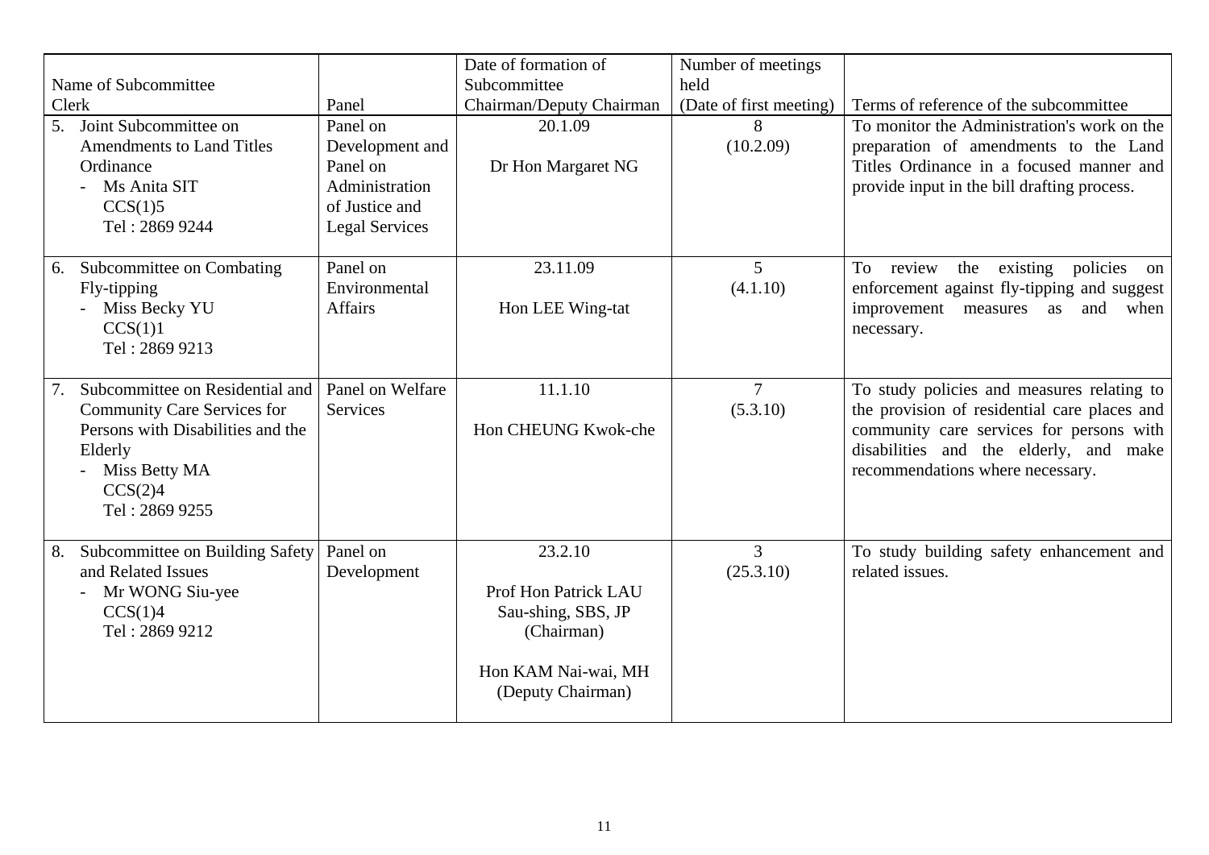| Name of Subcommittee<br>Clerk | Panel | Date of formation of Subcommittee<br>Chairman/Deputy Chairman | Number of meetings held<br>(Date of first meeting) | Terms of reference of the subcommittee |
|---|---|---|---|---|
| 5. Joint Subcommittee on Amendments to Land Titles Ordinance<br>- Ms Anita SIT<br>CCS(1)5<br>Tel : 2869 9244 | Panel on Development and Panel on Administration of Justice and Legal Services | 20.1.09<br><br>Dr Hon Margaret NG | 8<br>(10.2.09) | To monitor the Administration's work on the preparation of amendments to the Land Titles Ordinance in a focused manner and provide input in the bill drafting process. |
| 6. Subcommittee on Combating Fly-tipping<br>- Miss Becky YU<br>CCS(1)1<br>Tel : 2869 9213 | Panel on Environmental Affairs | 23.11.09<br><br>Hon LEE Wing-tat | 5<br>(4.1.10) | To review the existing policies on enforcement against fly-tipping and suggest improvement measures as and when necessary. |
| 7. Subcommittee on Residential and Community Care Services for Persons with Disabilities and the Elderly<br>- Miss Betty MA<br>CCS(2)4<br>Tel : 2869 9255 | Panel on Welfare Services | 11.1.10<br><br>Hon CHEUNG Kwok-che | 7<br>(5.3.10) | To study policies and measures relating to the provision of residential care places and community care services for persons with disabilities and the elderly, and make recommendations where necessary. |
| 8. Subcommittee on Building Safety and Related Issues<br>- Mr WONG Siu-yee<br>CCS(1)4<br>Tel : 2869 9212 | Panel on Development | 23.2.10<br><br>Prof Hon Patrick LAU Sau-shing, SBS, JP (Chairman)<br><br>Hon KAM Nai-wai, MH (Deputy Chairman) | 3<br>(25.3.10) | To study building safety enhancement and related issues. |